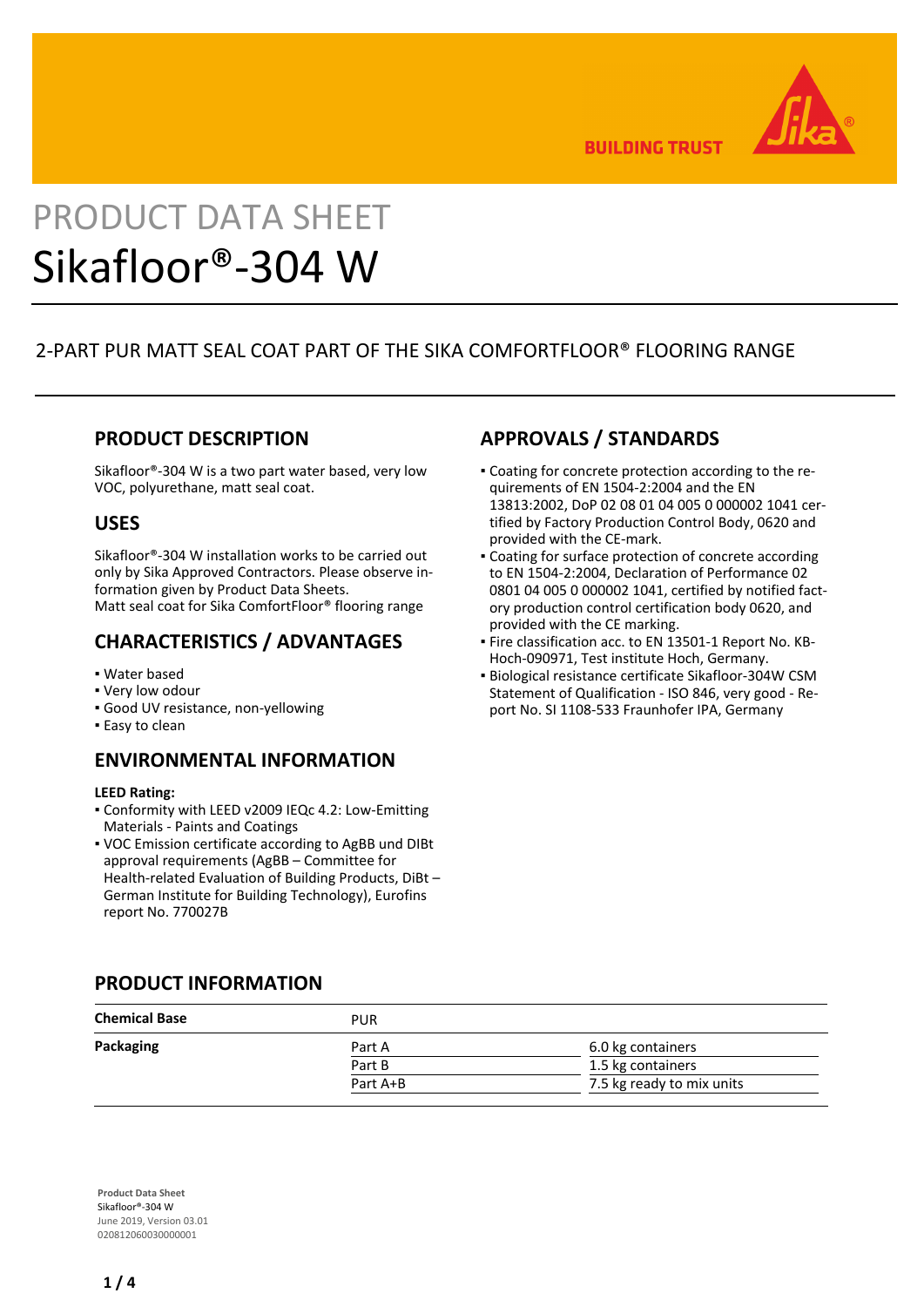BUILDING TRUST

# PRODUCT DATA SHEET
# Sikafloor®-304 W

## 2-PART PUR MATT SEAL COAT PART OF THE SIKA COMFORTFLOOR® FLOORING RANGE

## PRODUCT DESCRIPTION

Sikafloor®-304 W is a two part water based, very low VOC, polyurethane, matt seal coat.

## USES

Sikafloor®-304 W installation works to be carried out only by Sika Approved Contractors. Please observe information given by Product Data Sheets.
Matt seal coat for Sika ComfortFloor® flooring range

## CHARACTERISTICS / ADVANTAGES

- Water based
- Very low odour
- Good UV resistance, non-yellowing
- Easy to clean

## ENVIRONMENTAL INFORMATION

**LEED Rating:**

- Conformity with LEED v2009 IEQc 4.2: Low-Emitting Materials - Paints and Coatings
- VOC Emission certificate according to AgBB und DIBt approval requirements (AgBB – Committee for Health-related Evaluation of Building Products, DiBt – German Institute for Building Technology), Eurofins report No. 770027B

## APPROVALS / STANDARDS

- Coating for concrete protection according to the requirements of EN 1504-2:2004 and the EN 13813:2002, DoP 02 08 01 04 005 0 000002 1041 certified by Factory Production Control Body, 0620 and provided with the CE-mark.
- Coating for surface protection of concrete according to EN 1504-2:2004, Declaration of Performance 02 0801 04 005 0 000002 1041, certified by notified factory production control certification body 0620, and provided with the CE marking.
- Fire classification acc. to EN 13501-1 Report No. KB-Hoch-090971, Test institute Hoch, Germany.
- Biological resistance certificate Sikafloor-304W CSM Statement of Qualification - ISO 846, very good - Report No. SI 1108-533 Fraunhofer IPA, Germany

## PRODUCT INFORMATION

| | | |
|---|---|---|
| **Chemical Base** | PUR | |
| **Packaging** | Part A | 6.0 kg containers |
| | Part B | 1.5 kg containers |
| | Part A+B | 7.5 kg ready to mix units |

**Product Data Sheet**
Sikafloor®-304 W
June 2019, Version 03.01
020812060030000001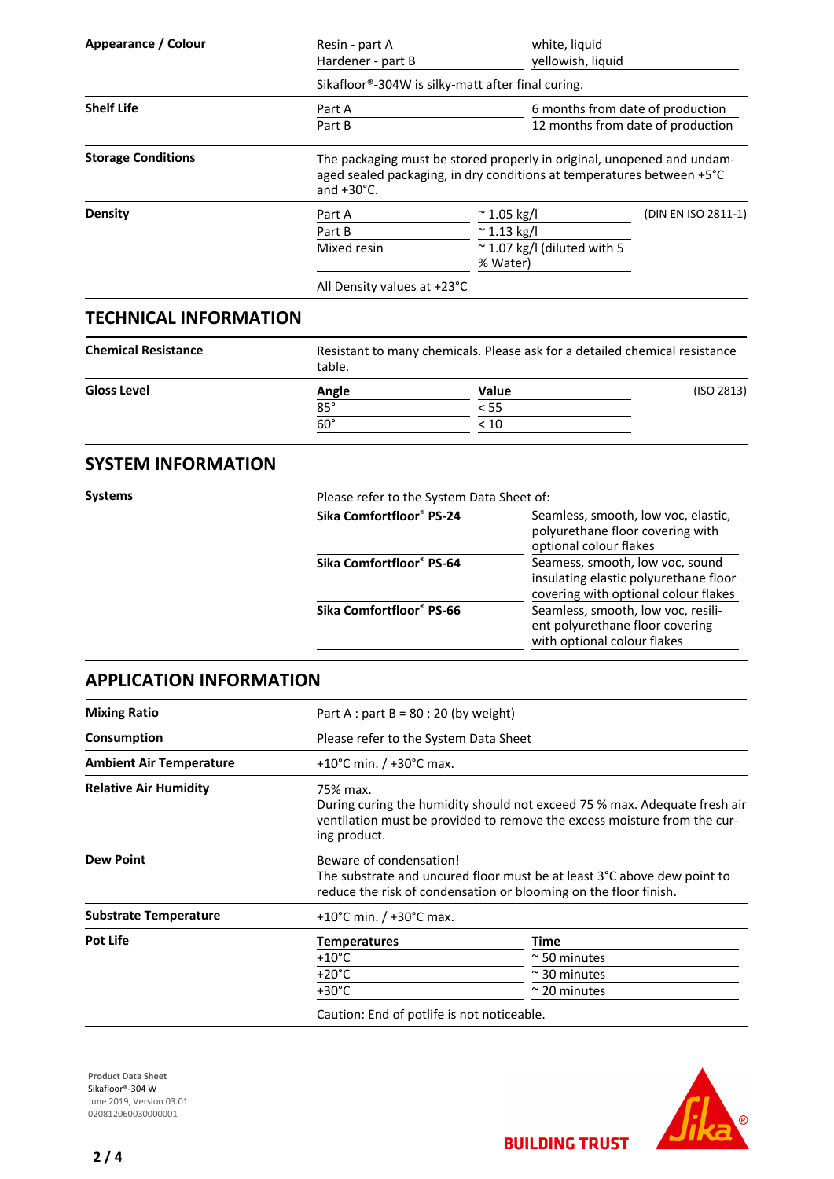| | | |
|---|---|---|
| **Appearance / Colour** | Resin - part A | white, liquid |
| | Hardener - part B | yellowish, liquid |
| | Sikafloor®-304W is silky-matt after final curing. | |
| **Shelf Life** | Part A | 6 months from date of production |
| | Part B | 12 months from date of production |
| **Storage Conditions** | The packaging must be stored properly in original, unopened and undamaged sealed packaging, in dry conditions at temperatures between +5°C and +30°C. | |

| | | | |
|---|---|---|---|
| **Density** | Part A | ~ 1.05 kg/l | (DIN EN ISO 2811-1) |
| | Part B | ~ 1.13 kg/l | |
| | Mixed resin | ~ 1.07 kg/l (diluted with 5 % Water) | |
| | All Density values at +23°C | | |

## TECHNICAL INFORMATION

**Chemical Resistance**

Resistant to many chemicals. Please ask for a detailed chemical resistance table.

**Gloss Level**

| Angle | Value | (ISO 2813) |
|---|---|---|
| 85° | < 55 | |
| 60° | < 10 | |

## SYSTEM INFORMATION

**Systems**

Please refer to the System Data Sheet of:

| | |
|---|---|
| **Sika Comfortfloor® PS-24** | Seamless, smooth, low voc, elastic, polyurethane floor covering with optional colour flakes |
| **Sika Comfortfloor® PS-64** | Seamess, smooth, low voc, sound insulating elastic polyurethane floor covering with optional colour flakes |
| **Sika Comfortfloor® PS-66** | Seamless, smooth, low voc, resilient polyurethane floor covering with optional colour flakes |

## APPLICATION INFORMATION

| | |
|---|---|
| **Mixing Ratio** | Part A : part B = 80 : 20 (by weight) |
| **Consumption** | Please refer to the System Data Sheet |
| **Ambient Air Temperature** | +10°C min. / +30°C max. |
| **Relative Air Humidity** | 75% max. During curing the humidity should not exceed 75 % max. Adequate fresh air ventilation must be provided to remove the excess moisture from the curing product. |
| **Dew Point** | Beware of condensation! The substrate and uncured floor must be at least 3°C above dew point to reduce the risk of condensation or blooming on the floor finish. |
| **Substrate Temperature** | +10°C min. / +30°C max. |

**Pot Life**

| Temperatures | Time |
|---|---|
| +10°C | ~ 50 minutes |
| +20°C | ~ 30 minutes |
| +30°C | ~ 20 minutes |

Caution: End of potlife is not noticeable.

**Product Data Sheet**
Sikafloor®-304 W
June 2019, Version 03.01
020812060030000001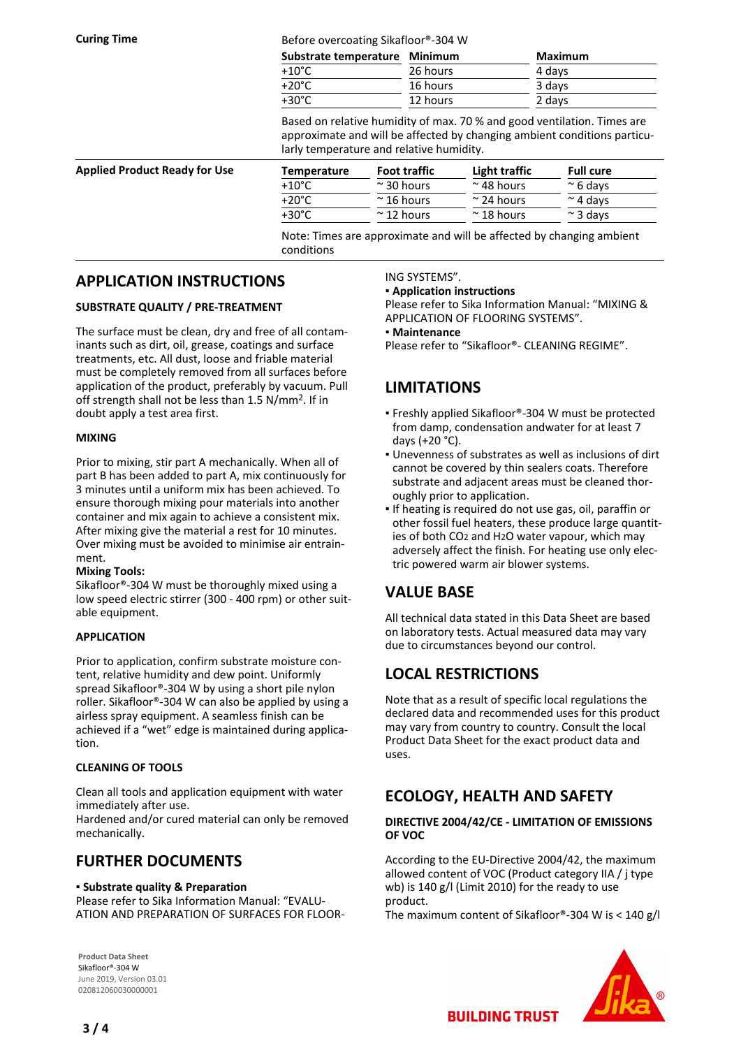**Curing Time**

Before overcoating Sikafloor®-304 W

| Substrate temperature | Minimum | Maximum |
|---|---|---|
| +10°C | 26 hours | 4 days |
| +20°C | 16 hours | 3 days |
| +30°C | 12 hours | 2 days |

Based on relative humidity of max. 70 % and good ventilation. Times are approximate and will be affected by changing ambient conditions particularly temperature and relative humidity.

**Applied Product Ready for Use**

| Temperature | Foot traffic | Light traffic | Full cure |
|---|---|---|---|
| +10°C | ~ 30 hours | ~ 48 hours | ~ 6 days |
| +20°C | ~ 16 hours | ~ 24 hours | ~ 4 days |
| +30°C | ~ 12 hours | ~ 18 hours | ~ 3 days |

Note: Times are approximate and will be affected by changing ambient conditions

## APPLICATION INSTRUCTIONS

### SUBSTRATE QUALITY / PRE-TREATMENT

The surface must be clean, dry and free of all contaminants such as dirt, oil, grease, coatings and surface treatments, etc. All dust, loose and friable material must be completely removed from all surfaces before application of the product, preferably by vacuum. Pull off strength shall not be less than 1.5 N/mm². If in doubt apply a test area first.

### MIXING

Prior to mixing, stir part A mechanically. When all of part B has been added to part A, mix continuously for 3 minutes until a uniform mix has been achieved. To ensure thorough mixing pour materials into another container and mix again to achieve a consistent mix. After mixing give the material a rest for 10 minutes. Over mixing must be avoided to minimise air entrainment.

**Mixing Tools:**
Sikafloor®-304 W must be thoroughly mixed using a low speed electric stirrer (300 - 400 rpm) or other suitable equipment.

### APPLICATION

Prior to application, confirm substrate moisture content, relative humidity and dew point. Uniformly spread Sikafloor®-304 W by using a short pile nylon roller. Sikafloor®-304 W can also be applied by using a airless spray equipment. A seamless finish can be achieved if a "wet" edge is maintained during application.

### CLEANING OF TOOLS

Clean all tools and application equipment with water immediately after use.
Hardened and/or cured material can only be removed mechanically.

## FURTHER DOCUMENTS

- **Substrate quality & Preparation**
Please refer to Sika Information Manual: "EVALUATION AND PREPARATION OF SURFACES FOR FLOORING SYSTEMS".
- **Application instructions**
Please refer to Sika Information Manual: "MIXING & APPLICATION OF FLOORING SYSTEMS".
- **Maintenance**
Please refer to "Sikafloor®- CLEANING REGIME".

## LIMITATIONS

- Freshly applied Sikafloor®-304 W must be protected from damp, condensation andwater for at least 7 days (+20 °C).
- Unevenness of substrates as well as inclusions of dirt cannot be covered by thin sealers coats. Therefore substrate and adjacent areas must be cleaned thoroughly prior to application.
- If heating is required do not use gas, oil, paraffin or other fossil fuel heaters, these produce large quantities of both $CO_2$ and $H_2O$ water vapour, which may adversely affect the finish. For heating use only electric powered warm air blower systems.

## VALUE BASE

All technical data stated in this Data Sheet are based on laboratory tests. Actual measured data may vary due to circumstances beyond our control.

## LOCAL RESTRICTIONS

Note that as a result of specific local regulations the declared data and recommended uses for this product may vary from country to country. Consult the local Product Data Sheet for the exact product data and uses.

## ECOLOGY, HEALTH AND SAFETY

### DIRECTIVE 2004/42/CE - LIMITATION OF EMISSIONS OF VOC

According to the EU-Directive 2004/42, the maximum allowed content of VOC (Product category IIA / j type wb) is 140 g/l (Limit 2010) for the ready to use product.
The maximum content of Sikafloor®-304 W is < 140 g/l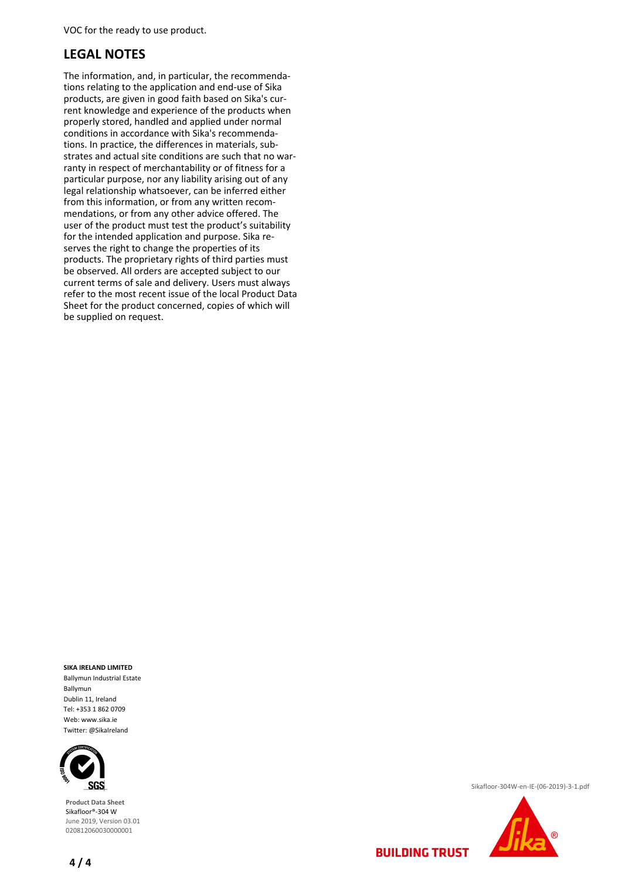VOC for the ready to use product.

## LEGAL NOTES

The information, and, in particular, the recommendations relating to the application and end-use of Sika products, are given in good faith based on Sika's current knowledge and experience of the products when properly stored, handled and applied under normal conditions in accordance with Sika's recommendations. In practice, the differences in materials, substrates and actual site conditions are such that no warranty in respect of merchantability or of fitness for a particular purpose, nor any liability arising out of any legal relationship whatsoever, can be inferred either from this information, or from any written recommendations, or from any other advice offered. The user of the product must test the product's suitability for the intended application and purpose. Sika reserves the right to change the properties of its products. The proprietary rights of third parties must be observed. All orders are accepted subject to our current terms of sale and delivery. Users must always refer to the most recent issue of the local Product Data Sheet for the product concerned, copies of which will be supplied on request.

**SIKA IRELAND LIMITED**
Ballymun Industrial Estate
Ballymun
Dublin 11, Ireland
Tel: +353 1 862 0709
Web: www.sika.ie
Twitter: @SikaIreland

**Product Data Sheet**
Sikafloor®-304 W
June 2019, Version 03.01
020812060030000001

Sikafloor-304W-en-IE-(06-2019)-3-1.pdf